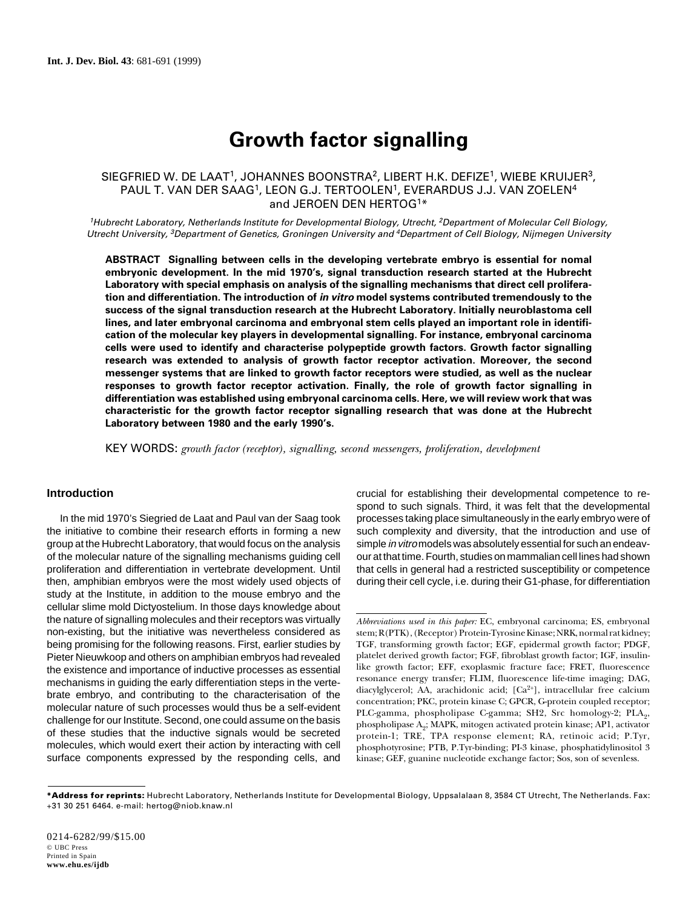# Growth factor signalling

SIEGFRIED W. DE LAAT[1], JOHANNES BOONSTRA[2], LIBERT H.K. DEFIZE[1], WIEBE KRUIJER[3], PAUL T. VAN DER SAAG[1], LEON G.J. TERTOOLEN[1], EVERARDUS J.J. VAN ZOELEN[4] and JEROEN DEN HERTOG[1]*

[1]*Hubrecht Laboratory, Netherlands Institute for Developmental Biology, Utrecht,* [2]*Department of Molecular Cell Biology, Utrecht University,* [3]*Department of Genetics, Groningen University and* [4]*Department of Cell Biology, Nijmegen University*

**ABSTRACT Signalling between cells in the developing vertebrate embryo is essential for nomal embryonic development. In the mid 1970's, signal transduction research started at the Hubrecht Laboratory with special emphasis on analysis of the signalling mechanisms that direct cell proliferation and differentiation. The introduction of *in vitro* model systems contributed tremendously to the success of the signal transduction research at the Hubrecht Laboratory. Initially neuroblastoma cell lines, and later embryonal carcinoma and embryonal stem cells played an important role in identification of the molecular key players in developmental signalling. For instance, embryonal carcinoma cells were used to identify and characterise polypeptide growth factors. Growth factor signalling research was extended to analysis of growth factor receptor activation. Moreover, the second messenger systems that are linked to growth factor receptors were studied, as well as the nuclear responses to growth factor receptor activation. Finally, the role of growth factor signalling in differentiation was established using embryonal carcinoma cells. Here, we will review work that was characteristic for the growth factor receptor signalling research that was done at the Hubrecht Laboratory between 1980 and the early 1990's.**

KEY WORDS: *growth factor (receptor), signalling, second messengers, proliferation, development*

## Introduction

In the mid 1970's Siegried de Laat and Paul van der Saag took the initiative to combine their research efforts in forming a new group at the Hubrecht Laboratory, that would focus on the analysis of the molecular nature of the signalling mechanisms guiding cell proliferation and differentiation in vertebrate development. Until then, amphibian embryos were the most widely used objects of study at the Institute, in addition to the mouse embryo and the cellular slime mold Dictyostelium. In those days knowledge about the nature of signalling molecules and their receptors was virtually non-existing, but the initiative was nevertheless considered as being promising for the following reasons. First, earlier studies by Pieter Nieuwkoop and others on amphibian embryos had revealed the existence and importance of inductive processes as essential mechanisms in guiding the early differentiation steps in the vertebrate embryo, and contributing to the characterisation of the molecular nature of such processes would thus be a self-evident challenge for our Institute. Second, one could assume on the basis of these studies that the inductive signals would be secreted molecules, which would exert their action by interacting with cell surface components expressed by the responding cells, and crucial for establishing their developmental competence to respond to such signals. Third, it was felt that the developmental processes taking place simultaneously in the early embryo were of such complexity and diversity, that the introduction and use of simple *in vitro* models was absolutely essential for such an endeavour at that time. Fourth, studies on mammalian cell lines had shown that cells in general had a restricted susceptibility or competence during their cell cycle, i.e. during their G1-phase, for differentiation

*Abbreviations used in this paper:* EC, embryonal carcinoma; ES, embryonal stem; R(PTK), (Receptor) Protein-Tyrosine Kinase; NRK, normal rat kidney; TGF, transforming growth factor; EGF, epidermal growth factor; PDGF, platelet derived growth factor; FGF, fibroblast growth factor; IGF, insulin-like growth factor; EFF, exoplasmic fracture face; FRET, fluorescence resonance energy transfer; FLIM, fluorescence life-time imaging; DAG, diacylglycerol; AA, arachidonic acid; $[Ca^{2+}]$, intracellular free calcium concentration; PKC, protein kinase C; GPCR, G-protein coupled receptor; PLC-gamma, phospholipase C-gamma; SH2, Src homology-2; $PLA_2$, phospholipase $A_2$; MAPK, mitogen activated protein kinase; AP1, activator protein-1; TRE, TPA response element; RA, retinoic acid; P.Tyr, phosphotyrosine; PTB, P.Tyr-binding; PI-3 kinase, phosphatidylinositol 3 kinase; GEF, guanine nucleotide exchange factor; Sos, son of sevenless.

***Address for reprints:** Hubrecht Laboratory, Netherlands Institute for Developmental Biology, Uppsalalaan 8, 3584 CT Utrecht, The Netherlands. Fax: +31 30 251 6464. e-mail: hertog@niob.knaw.nl

0214-6282/99/$15.00
© UBC Press
Printed in Spain
www.ehu.es/ijdb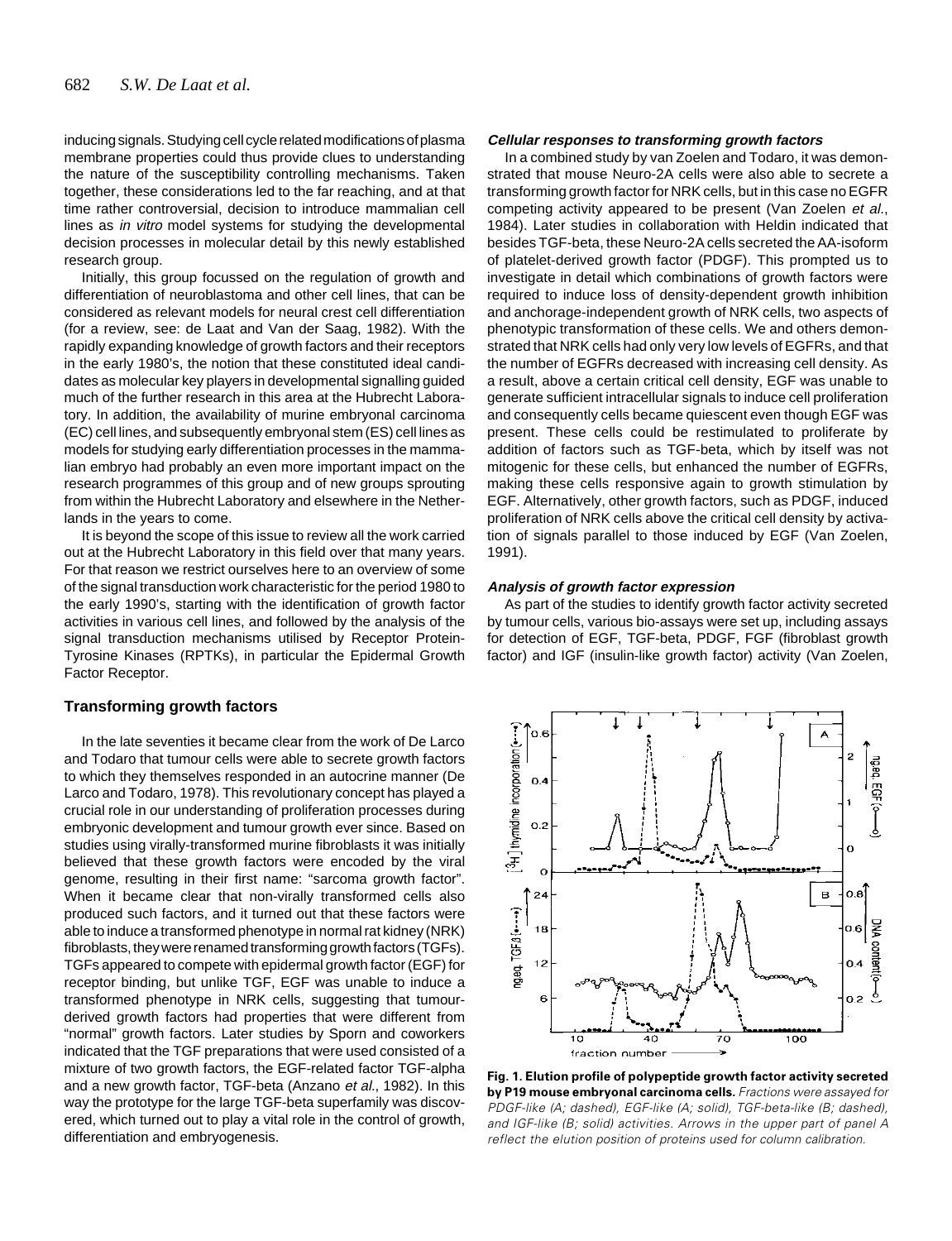inducing signals. Studying cell cycle related modifications of plasma membrane properties could thus provide clues to understanding the nature of the susceptibility controlling mechanisms. Taken together, these considerations led to the far reaching, and at that time rather controversial, decision to introduce mammalian cell lines as *in vitro* model systems for studying the developmental decision processes in molecular detail by this newly established research group.

Initially, this group focussed on the regulation of growth and differentiation of neuroblastoma and other cell lines, that can be considered as relevant models for neural crest cell differentiation (for a review, see: de Laat and Van der Saag, 1982). With the rapidly expanding knowledge of growth factors and their receptors in the early 1980's, the notion that these constituted ideal candidates as molecular key players in developmental signalling guided much of the further research in this area at the Hubrecht Laboratory. In addition, the availability of murine embryonal carcinoma (EC) cell lines, and subsequently embryonal stem (ES) cell lines as models for studying early differentiation processes in the mammalian embryo had probably an even more important impact on the research programmes of this group and of new groups sprouting from within the Hubrecht Laboratory and elsewhere in the Netherlands in the years to come.

It is beyond the scope of this issue to review all the work carried out at the Hubrecht Laboratory in this field over that many years. For that reason we restrict ourselves here to an overview of some of the signal transduction work characteristic for the period 1980 to the early 1990's, starting with the identification of growth factor activities in various cell lines, and followed by the analysis of the signal transduction mechanisms utilised by Receptor Protein-Tyrosine Kinases (RPTKs), in particular the Epidermal Growth Factor Receptor.

## Transforming growth factors

In the late seventies it became clear from the work of De Larco and Todaro that tumour cells were able to secrete growth factors to which they themselves responded in an autocrine manner (De Larco and Todaro, 1978). This revolutionary concept has played a crucial role in our understanding of proliferation processes during embryonic development and tumour growth ever since. Based on studies using virally-transformed murine fibroblasts it was initially believed that these growth factors were encoded by the viral genome, resulting in their first name: "sarcoma growth factor". When it became clear that non-virally transformed cells also produced such factors, and it turned out that these factors were able to induce a transformed phenotype in normal rat kidney (NRK) fibroblasts, they were renamed transforming growth factors (TGFs). TGFs appeared to compete with epidermal growth factor (EGF) for receptor binding, but unlike TGF, EGF was unable to induce a transformed phenotype in NRK cells, suggesting that tumour-derived growth factors had properties that were different from "normal" growth factors. Later studies by Sporn and coworkers indicated that the TGF preparations that were used consisted of a mixture of two growth factors, the EGF-related factor TGF-alpha and a new growth factor, TGF-beta (Anzano *et al.*, 1982). In this way the prototype for the large TGF-beta superfamily was discovered, which turned out to play a vital role in the control of growth, differentiation and embryogenesis.

### *Cellular responses to transforming growth factors*

In a combined study by van Zoelen and Todaro, it was demonstrated that mouse Neuro-2A cells were also able to secrete a transforming growth factor for NRK cells, but in this case no EGFR competing activity appeared to be present (Van Zoelen *et al.*, 1984). Later studies in collaboration with Heldin indicated that besides TGF-beta, these Neuro-2A cells secreted the AA-isoform of platelet-derived growth factor (PDGF). This prompted us to investigate in detail which combinations of growth factors were required to induce loss of density-dependent growth inhibition and anchorage-independent growth of NRK cells, two aspects of phenotypic transformation of these cells. We and others demonstrated that NRK cells had only very low levels of EGFRs, and that the number of EGFRs decreased with increasing cell density. As a result, above a certain critical cell density, EGF was unable to generate sufficient intracellular signals to induce cell proliferation and consequently cells became quiescent even though EGF was present. These cells could be restimulated to proliferate by addition of factors such as TGF-beta, which by itself was not mitogenic for these cells, but enhanced the number of EGFRs, making these cells responsive again to growth stimulation by EGF. Alternatively, other growth factors, such as PDGF, induced proliferation of NRK cells above the critical cell density by activation of signals parallel to those induced by EGF (Van Zoelen, 1991).

### *Analysis of growth factor expression*

As part of the studies to identify growth factor activity secreted by tumour cells, various bio-assays were set up, including assays for detection of EGF, TGF-beta, PDGF, FGF (fibroblast growth factor) and IGF (insulin-like growth factor) activity (Van Zoelen,

**Fig. 1. Elution profile of polypeptide growth factor activity secreted by P19 mouse embryonal carcinoma cells.** *Fractions were assayed for PDGF-like (A; dashed), EGF-like (A; solid), TGF-beta-like (B; dashed), and IGF-like (B; solid) activities. Arrows in the upper part of panel A reflect the elution position of proteins used for column calibration.*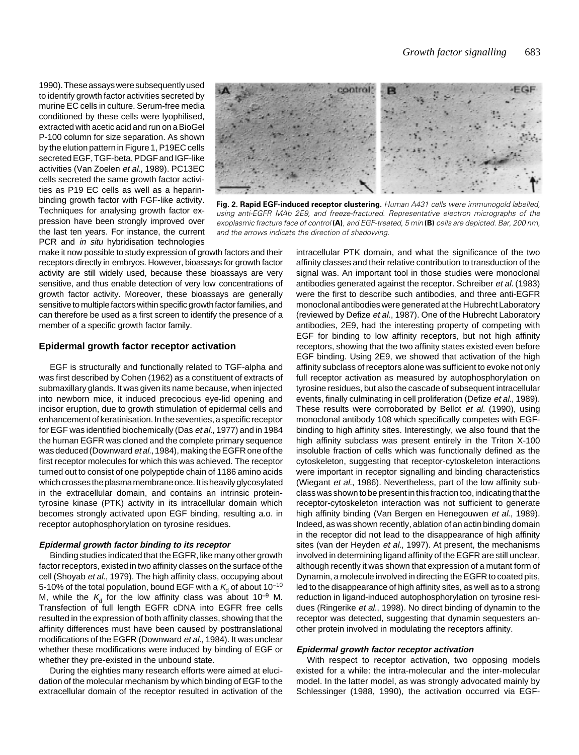1990). These assays were subsequently used to identify growth factor activities secreted by murine EC cells in culture. Serum-free media conditioned by these cells were lyophilised, extracted with acetic acid and run on a BioGel P-100 column for size separation. As shown by the elution pattern in Figure 1, P19EC cells secreted EGF, TGF-beta, PDGF and IGF-like activities (Van Zoelen *et al.*, 1989). PC13EC cells secreted the same growth factor activities as P19 EC cells as well as a heparin-binding growth factor with FGF-like activity. Techniques for analysing growth factor expression have been strongly improved over the last ten years. For instance, the current PCR and *in situ* hybridisation technologies make it now possible to study expression of growth factors and their receptors directly in embryos. However, bioassays for growth factor activity are still widely used, because these bioassays are very sensitive, and thus enable detection of very low concentrations of growth factor activity. Moreover, these bioassays are generally sensitive to multiple factors within specific growth factor families, and can therefore be used as a first screen to identify the presence of a member of a specific growth factor family.

**Fig. 2. Rapid EGF-induced receptor clustering.** *Human A431 cells were immunogold labelled, using anti-EGFR MAb 2E9, and freeze-fractured. Representative electron micrographs of the exoplasmic fracture face of control* **(A)**, *and EGF-treated, 5 min* **(B)** *cells are depicted. Bar, 200 nm, and the arrows indicate the direction of shadowing.*

## Epidermal growth factor receptor activation

EGF is structurally and functionally related to TGF-alpha and was first described by Cohen (1962) as a constituent of extracts of submaxillary glands. It was given its name because, when injected into newborn mice, it induced precocious eye-lid opening and incisor eruption, due to growth stimulation of epidermal cells and enhancement of keratinisation. In the seventies, a specific receptor for EGF was identified biochemically (Das *et al.*, 1977) and in 1984 the human EGFR was cloned and the complete primary sequence was deduced (Downward *et al.*, 1984), making the EGFR one of the first receptor molecules for which this was achieved. The receptor turned out to consist of one polypeptide chain of 1186 amino acids which crosses the plasma membrane once. It is heavily glycosylated in the extracellular domain, and contains an intrinsic protein-tyrosine kinase (PTK) activity in its intracellular domain which becomes strongly activated upon EGF binding, resulting a.o. in receptor autophosphorylation on tyrosine residues.

### *Epidermal growth factor binding to its receptor*

Binding studies indicated that the EGFR, like many other growth factor receptors, existed in two affinity classes on the surface of the cell (Shoyab *et al.*, 1979). The high affinity class, occupying about 5-10% of the total population, bound EGF with a $K_d$ of about $10^{-10}$ M, while the $K_d$ for the low affinity class was about $10^{-9}$ M. Transfection of full length EGFR cDNA into EGFR free cells resulted in the expression of both affinity classes, showing that the affinity differences must have been caused by posttranslational modifications of the EGFR (Downward *et al.*, 1984). It was unclear whether these modifications were induced by binding of EGF or whether they pre-existed in the unbound state.

During the eighties many research efforts were aimed at elucidation of the molecular mechanism by which binding of EGF to the extracellular domain of the receptor resulted in activation of the intracellular PTK domain, and what the significance of the two affinity classes and their relative contribution to transduction of the signal was. An important tool in those studies were monoclonal antibodies generated against the receptor. Schreiber *et al.* (1983) were the first to describe such antibodies, and three anti-EGFR monoclonal antibodies were generated at the Hubrecht Laboratory (reviewed by Defize *et al.*, 1987). One of the Hubrecht Laboratory antibodies, 2E9, had the interesting property of competing with EGF for binding to low affinity receptors, but not high affinity receptors, showing that the two affinity states existed even before EGF binding. Using 2E9, we showed that activation of the high affinity subclass of receptors alone was sufficient to evoke not only full receptor activation as measured by autophosphorylation on tyrosine residues, but also the cascade of subsequent intracellular events, finally culminating in cell proliferation (Defize *et al.*, 1989). These results were corroborated by Bellot *et al.* (1990), using monoclonal antibody 108 which specifically competes with EGF-binding to high affinity sites. Interestingly, we also found that the high affinity subclass was present entirely in the Triton X-100 insoluble fraction of cells which was functionally defined as the cytoskeleton, suggesting that receptor-cytoskeleton interactions were important in receptor signalling and binding characteristics (Wiegant *et al.*, 1986). Nevertheless, part of the low affinity subclass was shown to be present in this fraction too, indicating that the receptor-cytoskeleton interaction was not sufficient to generate high affinity binding (Van Bergen en Henegouwen *et al.*, 1989). Indeed, as was shown recently, ablation of an actin binding domain in the receptor did not lead to the disappearance of high affinity sites (van der Heyden *et al.*, 1997). At present, the mechanisms involved in determining ligand affinity of the EGFR are still unclear, although recently it was shown that expression of a mutant form of Dynamin, a molecule involved in directing the EGFR to coated pits, led to the disappearance of high affinity sites, as well as to a strong reduction in ligand-induced autophosphorylation on tyrosine residues (Ringerike *et al.*, 1998). No direct binding of dynamin to the receptor was detected, suggesting that dynamin sequesters another protein involved in modulating the receptors affinity.

### *Epidermal growth factor receptor activation*

With respect to receptor activation, two opposing models existed for a while: the intra-molecular and the inter-molecular model. In the latter model, as was strongly advocated mainly by Schlessinger (1988, 1990), the activation occurred via EGF-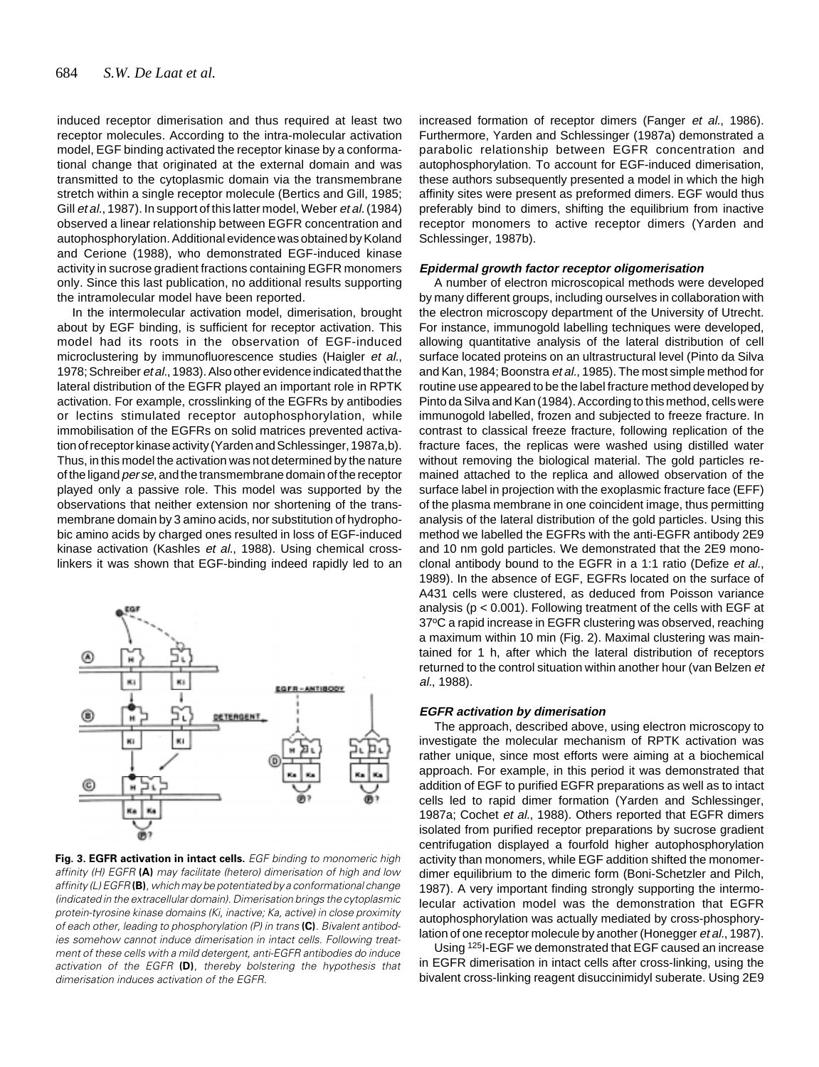induced receptor dimerisation and thus required at least two receptor molecules. According to the intra-molecular activation model, EGF binding activated the receptor kinase by a conformational change that originated at the external domain and was transmitted to the cytoplasmic domain via the transmembrane stretch within a single receptor molecule (Bertics and Gill, 1985; Gill *et al*., 1987). In support of this latter model, Weber *et al.* (1984) observed a linear relationship between EGFR concentration and autophosphorylation. Additional evidence was obtained by Koland and Cerione (1988), who demonstrated EGF-induced kinase activity in sucrose gradient fractions containing EGFR monomers only. Since this last publication, no additional results supporting the intramolecular model have been reported.

In the intermolecular activation model, dimerisation, brought about by EGF binding, is sufficient for receptor activation. This model had its roots in the observation of EGF-induced microclustering by immunofluorescence studies (Haigler *et al*., 1978; Schreiber *et al*., 1983). Also other evidence indicated that the lateral distribution of the EGFR played an important role in RPTK activation. For example, crosslinking of the EGFRs by antibodies or lectins stimulated receptor autophosphorylation, while immobilisation of the EGFRs on solid matrices prevented activation of receptor kinase activity (Yarden and Schlessinger, 1987a,b). Thus, in this model the activation was not determined by the nature of the ligand *per se*, and the transmembrane domain of the receptor played only a passive role. This model was supported by the observations that neither extension nor shortening of the transmembrane domain by 3 amino acids, nor substitution of hydrophobic amino acids by charged ones resulted in loss of EGF-induced kinase activation (Kashles *et al*., 1988). Using chemical crosslinkers it was shown that EGF-binding indeed rapidly led to an increased formation of receptor dimers (Fanger *et al*., 1986). Furthermore, Yarden and Schlessinger (1987a) demonstrated a parabolic relationship between EGFR concentration and autophosphorylation. To account for EGF-induced dimerisation, these authors subsequently presented a model in which the high affinity sites were present as preformed dimers. EGF would thus preferably bind to dimers, shifting the equilibrium from inactive receptor monomers to active receptor dimers (Yarden and Schlessinger, 1987b).

**Fig. 3. EGFR activation in intact cells.** *EGF binding to monomeric high affinity (H) EGFR* **(A)** *may facilitate (hetero) dimerisation of high and low affinity (L) EGFR* **(B)**, *which may be potentiated by a conformational change (indicated in the extracellular domain). Dimerisation brings the cytoplasmic protein-tyrosine kinase domains (Ki, inactive; Ka, active) in close proximity of each other, leading to phosphorylation (P) in trans* **(C)**. *Bivalent antibodies somehow cannot induce dimerisation in intact cells. Following treatment of these cells with a mild detergent, anti-EGFR antibodies do induce activation of the EGFR* **(D)**, *thereby bolstering the hypothesis that dimerisation induces activation of the EGFR.*

### *Epidermal growth factor receptor oligomerisation*

A number of electron microscopical methods were developed by many different groups, including ourselves in collaboration with the electron microscopy department of the University of Utrecht. For instance, immunogold labelling techniques were developed, allowing quantitative analysis of the lateral distribution of cell surface located proteins on an ultrastructural level (Pinto da Silva and Kan, 1984; Boonstra *et al*., 1985). The most simple method for routine use appeared to be the label fracture method developed by Pinto da Silva and Kan (1984). According to this method, cells were immunogold labelled, frozen and subjected to freeze fracture. In contrast to classical freeze fracture, following replication of the fracture faces, the replicas were washed using distilled water without removing the biological material. The gold particles remained attached to the replica and allowed observation of the surface label in projection with the exoplasmic fracture face (EFF) of the plasma membrane in one coincident image, thus permitting analysis of the lateral distribution of the gold particles. Using this method we labelled the EGFRs with the anti-EGFR antibody 2E9 and 10 nm gold particles. We demonstrated that the 2E9 monoclonal antibody bound to the EGFR in a 1:1 ratio (Defize *et al*., 1989). In the absence of EGF, EGFRs located on the surface of A431 cells were clustered, as deduced from Poisson variance analysis ($p < 0.001$). Following treatment of the cells with EGF at 37°C a rapid increase in EGFR clustering was observed, reaching a maximum within 10 min (Fig. 2). Maximal clustering was maintained for 1 h, after which the lateral distribution of receptors returned to the control situation within another hour (van Belzen *et al*., 1988).

### *EGFR activation by dimerisation*

The approach, described above, using electron microscopy to investigate the molecular mechanism of RPTK activation was rather unique, since most efforts were aiming at a biochemical approach. For example, in this period it was demonstrated that addition of EGF to purified EGFR preparations as well as to intact cells led to rapid dimer formation (Yarden and Schlessinger, 1987a; Cochet *et al*., 1988). Others reported that EGFR dimers isolated from purified receptor preparations by sucrose gradient centrifugation displayed a fourfold higher autophosphorylation activity than monomers, while EGF addition shifted the monomer-dimer equilibrium to the dimeric form (Boni-Schetzler and Pilch, 1987). A very important finding strongly supporting the intermolecular activation model was the demonstration that EGFR autophosphorylation was actually mediated by cross-phosphorylation of one receptor molecule by another (Honegger *et al*., 1987).

Using $^{125}$I-EGF we demonstrated that EGF caused an increase in EGFR dimerisation in intact cells after cross-linking, using the bivalent cross-linking reagent disuccinimidyl suberate. Using 2E9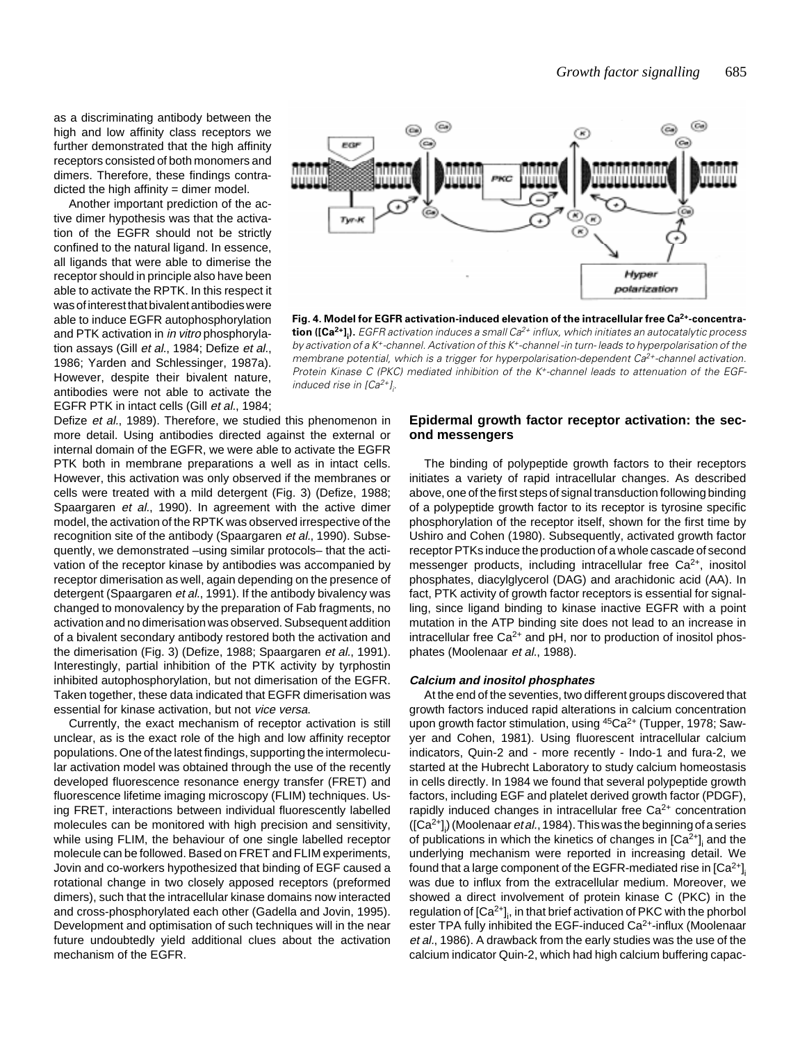as a discriminating antibody between the high and low affinity class receptors we further demonstrated that the high affinity receptors consisted of both monomers and dimers. Therefore, these findings contradicted the high affinity = dimer model.

Another important prediction of the active dimer hypothesis was that the activation of the EGFR should not be strictly confined to the natural ligand. In essence, all ligands that were able to dimerise the receptor should in principle also have been able to activate the RPTK. In this respect it was of interest that bivalent antibodies were able to induce EGFR autophosphorylation and PTK activation in *in vitro* phosphorylation assays (Gill *et al.*, 1984; Defize *et al.*, 1986; Yarden and Schlessinger, 1987a). However, despite their bivalent nature, antibodies were not able to activate the EGFR PTK in intact cells (Gill *et al.*, 1984; Defize *et al.*, 1989). Therefore, we studied this phenomenon in more detail. Using antibodies directed against the external or internal domain of the EGFR, we were able to activate the EGFR PTK both in membrane preparations a well as in intact cells. However, this activation was only observed if the membranes or cells were treated with a mild detergent (Fig. 3) (Defize, 1988; Spaargaren *et al.*, 1990). In agreement with the active dimer model, the activation of the RPTK was observed irrespective of the recognition site of the antibody (Spaargaren *et al.*, 1990). Subsequently, we demonstrated –using similar protocols– that the activation of the receptor kinase by antibodies was accompanied by receptor dimerisation as well, again depending on the presence of detergent (Spaargaren *et al.*, 1991). If the antibody bivalency was changed to monovalency by the preparation of Fab fragments, no activation and no dimerisation was observed. Subsequent addition of a bivalent secondary antibody restored both the activation and the dimerisation (Fig. 3) (Defize, 1988; Spaargaren *et al.*, 1991). Interestingly, partial inhibition of the PTK activity by tyrphostin inhibited autophosphorylation, but not dimerisation of the EGFR. Taken together, these data indicated that EGFR dimerisation was essential for kinase activation, but not *vice versa.*

Currently, the exact mechanism of receptor activation is still unclear, as is the exact role of the high and low affinity receptor populations. One of the latest findings, supporting the intermolecular activation model was obtained through the use of the recently developed fluorescence resonance energy transfer (FRET) and fluorescence lifetime imaging microscopy (FLIM) techniques. Using FRET, interactions between individual fluorescently labelled molecules can be monitored with high precision and sensitivity, while using FLIM, the behaviour of one single labelled receptor molecule can be followed. Based on FRET and FLIM experiments, Jovin and co-workers hypothesized that binding of EGF caused a rotational change in two closely apposed receptors (preformed dimers), such that the intracellular kinase domains now interacted and cross-phosphorylated each other (Gadella and Jovin, 1995). Development and optimisation of such techniques will in the near future undoubtedly yield additional clues about the activation mechanism of the EGFR.

**Fig. 4. Model for EGFR activation-induced elevation of the intracellular free $Ca^{2+}$-concentration ($[Ca^{2+}]_i$).** *EGFR activation induces a small $Ca^{2+}$ influx, which initiates an autocatalytic process by activation of a $K^+$-channel. Activation of this $K^+$-channel -in turn- leads to hyperpolarisation of the membrane potential, which is a trigger for hyperpolarisation-dependent $Ca^{2+}$-channel activation. Protein Kinase C (PKC) mediated inhibition of the $K^+$-channel leads to attenuation of the EGF-induced rise in $[Ca^{2+}]_i$.*

## Epidermal growth factor receptor activation: the second messengers

The binding of polypeptide growth factors to their receptors initiates a variety of rapid intracellular changes. As described above, one of the first steps of signal transduction following binding of a polypeptide growth factor to its receptor is tyrosine specific phosphorylation of the receptor itself, shown for the first time by Ushiro and Cohen (1980). Subsequently, activated growth factor receptor PTKs induce the production of a whole cascade of second messenger products, including intracellular free $Ca^{2+}$, inositol phosphates, diacylglycerol (DAG) and arachidonic acid (AA). In fact, PTK activity of growth factor receptors is essential for signalling, since ligand binding to kinase inactive EGFR with a point mutation in the ATP binding site does not lead to an increase in intracellular free $Ca^{2+}$ and pH, nor to production of inositol phosphates (Moolenaar *et al.*, 1988).

### *Calcium and inositol phosphates*

At the end of the seventies, two different groups discovered that growth factors induced rapid alterations in calcium concentration upon growth factor stimulation, using $^{45}Ca^{2+}$ (Tupper, 1978; Sawyer and Cohen, 1981). Using fluorescent intracellular calcium indicators, Quin-2 and - more recently - Indo-1 and fura-2, we started at the Hubrecht Laboratory to study calcium homeostasis in cells directly. In 1984 we found that several polypeptide growth factors, including EGF and platelet derived growth factor (PDGF), rapidly induced changes in intracellular free $Ca^{2+}$ concentration ($[Ca^{2+}]_i$) (Moolenaar *et al.*, 1984). This was the beginning of a series of publications in which the kinetics of changes in $[Ca^{2+}]_i$ and the underlying mechanism were reported in increasing detail. We found that a large component of the EGFR-mediated rise in $[Ca^{2+}]_i$ was due to influx from the extracellular medium. Moreover, we showed a direct involvement of protein kinase C (PKC) in the regulation of $[Ca^{2+}]_i$, in that brief activation of PKC with the phorbol ester TPA fully inhibited the EGF-induced $Ca^{2+}$-influx (Moolenaar *et al.*, 1986). A drawback from the early studies was the use of the calcium indicator Quin-2, which had high calcium buffering capac-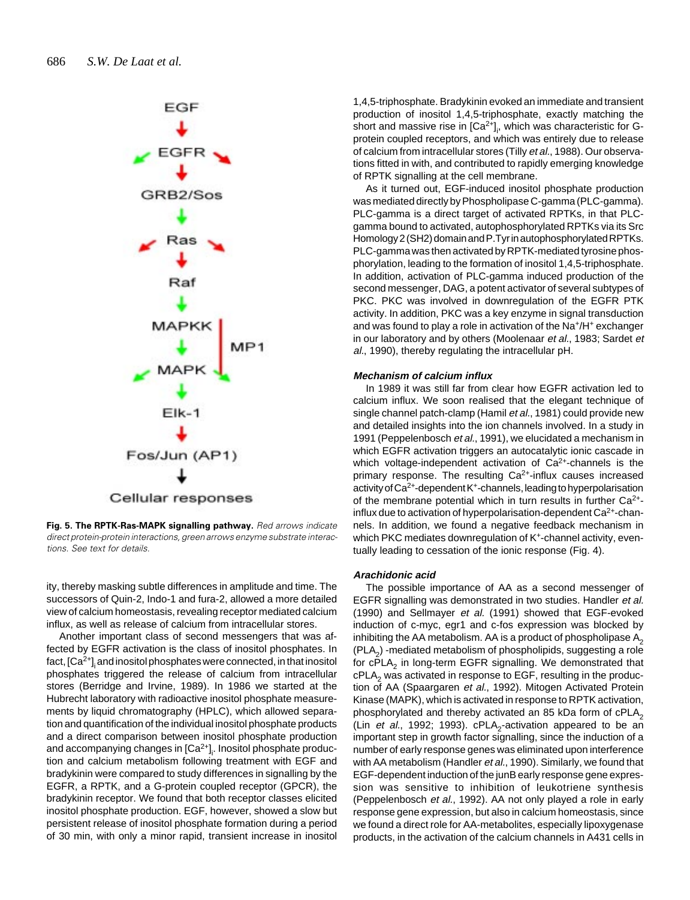EGF

EGFR

GRB2/Sos

Ras

Raf

MAPKK

MP1

MAPK

Elk-1

Fos/Jun (AP1)

Cellular responses

**Fig. 5. The RPTK-Ras-MAPK signalling pathway.** *Red arrows indicate direct protein-protein interactions, green arrows enzyme substrate interactions. See text for details.*

ity, thereby masking subtle differences in amplitude and time. The successors of Quin-2, Indo-1 and fura-2, allowed a more detailed view of calcium homeostasis, revealing receptor mediated calcium influx, as well as release of calcium from intracellular stores.

Another important class of second messengers that was affected by EGFR activation is the class of inositol phosphates. In fact, $[Ca^{2+}]_i$ and inositol phosphates were connected, in that inositol phosphates triggered the release of calcium from intracellular stores (Berridge and Irvine, 1989). In 1986 we started at the Hubrecht laboratory with radioactive inositol phosphate measurements by liquid chromatography (HPLC), which allowed separation and quantification of the individual inositol phosphate products and a direct comparison between inositol phosphate production and accompanying changes in $[Ca^{2+}]_i$. Inositol phosphate production and calcium metabolism following treatment with EGF and bradykinin were compared to study differences in signalling by the EGFR, a RPTK, and a G-protein coupled receptor (GPCR), the bradykinin receptor. We found that both receptor classes elicited inositol phosphate production. EGF, however, showed a slow but persistent release of inositol phosphate formation during a period of 30 min, with only a minor rapid, transient increase in inositol 1,4,5-triphosphate. Bradykinin evoked an immediate and transient production of inositol 1,4,5-triphosphate, exactly matching the short and massive rise in $[Ca^{2+}]_i$, which was characteristic for G-protein coupled receptors, and which was entirely due to release of calcium from intracellular stores (Tilly *et al.*, 1988). Our observations fitted in with, and contributed to rapidly emerging knowledge of RPTK signalling at the cell membrane.

As it turned out, EGF-induced inositol phosphate production was mediated directly by Phospholipase C-gamma (PLC-gamma). PLC-gamma is a direct target of activated RPTKs, in that PLC-gamma bound to activated, autophosphorylated RPTKs via its Src Homology 2 (SH2) domain and P.Tyr in autophosphorylated RPTKs. PLC-gamma was then activated by RPTK-mediated tyrosine phosphorylation, leading to the formation of inositol 1,4,5-triphosphate. In addition, activation of PLC-gamma induced production of the second messenger, DAG, a potent activator of several subtypes of PKC. PKC was involved in downregulation of the EGFR PTK activity. In addition, PKC was a key enzyme in signal transduction and was found to play a role in activation of the $Na^+/H^+$ exchanger in our laboratory and by others (Moolenaar *et al.*, 1983; Sardet *et al.*, 1990), thereby regulating the intracellular pH.

#### *Mechanism of calcium influx*

In 1989 it was still far from clear how EGFR activation led to calcium influx. We soon realised that the elegant technique of single channel patch-clamp (Hamil *et al.*, 1981) could provide new and detailed insights into the ion channels involved. In a study in 1991 (Peppelenbosch *et al.*, 1991), we elucidated a mechanism in which EGFR activation triggers an autocatalytic ionic cascade in which voltage-independent activation of $Ca^{2+}$-channels is the primary response. The resulting $Ca^{2+}$-influx causes increased activity of $Ca^{2+}$-dependent $K^+$-channels, leading to hyperpolarisation of the membrane potential which in turn results in further $Ca^{2+}$-influx due to activation of hyperpolarisation-dependent $Ca^{2+}$-channels. In addition, we found a negative feedback mechanism in which PKC mediates downregulation of $K^+$-channel activity, eventually leading to cessation of the ionic response (Fig. 4).

#### *Arachidonic acid*

The possible importance of AA as a second messenger of EGFR signalling was demonstrated in two studies. Handler *et al.* (1990) and Sellmayer *et al.* (1991) showed that EGF-evoked induction of c-myc, egr1 and c-fos expression was blocked by inhibiting the AA metabolism. AA is a product of phospholipase $A_2$ ($PLA_2$) -mediated metabolism of phospholipids, suggesting a role for $cPLA_2$ in long-term EGFR signalling. We demonstrated that $cPLA_2$ was activated in response to EGF, resulting in the production of AA (Spaargaren *et al.*, 1992). Mitogen Activated Protein Kinase (MAPK), which is activated in response to RPTK activation, phosphorylated and thereby activated an 85 kDa form of $cPLA_2$ (Lin *et al.*, 1992; 1993). $cPLA_2$-activation appeared to be an important step in growth factor signalling, since the induction of a number of early response genes was eliminated upon interference with AA metabolism (Handler *et al.*, 1990). Similarly, we found that EGF-dependent induction of the junB early response gene expression was sensitive to inhibition of leukotriene synthesis (Peppelenbosch *et al.*, 1992). AA not only played a role in early response gene expression, but also in calcium homeostasis, since we found a direct role for AA-metabolites, especially lipoxygenase products, in the activation of the calcium channels in A431 cells in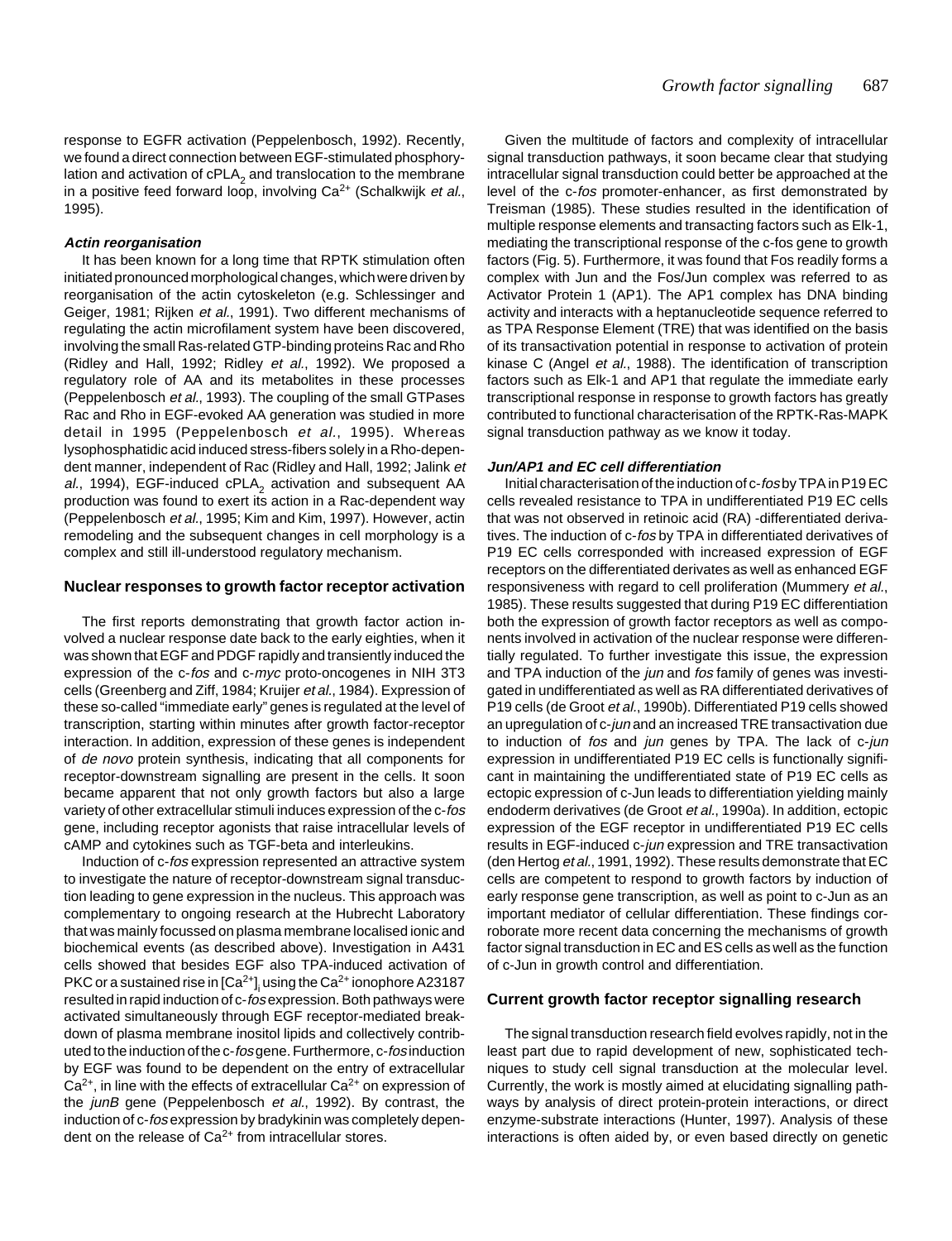response to EGFR activation (Peppelenbosch, 1992). Recently, we found a direct connection between EGF-stimulated phosphorylation and activation of $cPLA_2$ and translocation to the membrane in a positive feed forward loop, involving $Ca^{2+}$ (Schalkwijk *et al.*, 1995).

#### *Actin reorganisation*

It has been known for a long time that RPTK stimulation often initiated pronounced morphological changes, which were driven by reorganisation of the actin cytoskeleton (e.g. Schlessinger and Geiger, 1981; Rijken *et al.*, 1991). Two different mechanisms of regulating the actin microfilament system have been discovered, involving the small Ras-related GTP-binding proteins Rac and Rho (Ridley and Hall, 1992; Ridley *et al.*, 1992). We proposed a regulatory role of AA and its metabolites in these processes (Peppelenbosch *et al.*, 1993). The coupling of the small GTPases Rac and Rho in EGF-evoked AA generation was studied in more detail in 1995 (Peppelenbosch *et al.*, 1995). Whereas lysophosphatidic acid induced stress-fibers solely in a Rho-dependent manner, independent of Rac (Ridley and Hall, 1992; Jalink *et al.*, 1994), EGF-induced $cPLA_2$ activation and subsequent AA production was found to exert its action in a Rac-dependent way (Peppelenbosch *et al.*, 1995; Kim and Kim, 1997). However, actin remodeling and the subsequent changes in cell morphology is a complex and still ill-understood regulatory mechanism.

## Nuclear responses to growth factor receptor activation

The first reports demonstrating that growth factor action involved a nuclear response date back to the early eighties, when it was shown that EGF and PDGF rapidly and transiently induced the expression of the c-*fos* and c-*myc* proto-oncogenes in NIH 3T3 cells (Greenberg and Ziff, 1984; Kruijer *et al.*, 1984). Expression of these so-called "immediate early" genes is regulated at the level of transcription, starting within minutes after growth factor-receptor interaction. In addition, expression of these genes is independent of *de novo* protein synthesis, indicating that all components for receptor-downstream signalling are present in the cells. It soon became apparent that not only growth factors but also a large variety of other extracellular stimuli induces expression of the c-*fos* gene, including receptor agonists that raise intracellular levels of cAMP and cytokines such as TGF-beta and interleukins.

Induction of c-*fos* expression represented an attractive system to investigate the nature of receptor-downstream signal transduction leading to gene expression in the nucleus. This approach was complementary to ongoing research at the Hubrecht Laboratory that was mainly focussed on plasma membrane localised ionic and biochemical events (as described above). Investigation in A431 cells showed that besides EGF also TPA-induced activation of PKC or a sustained rise in $[Ca^{2+}]_i$ using the $Ca^{2+}$ ionophore A23187 resulted in rapid induction of c-*fos* expression. Both pathways were activated simultaneously through EGF receptor-mediated breakdown of plasma membrane inositol lipids and collectively contributed to the induction of the c-*fos* gene. Furthermore, c-*fos* induction by EGF was found to be dependent on the entry of extracellular $Ca^{2+}$, in line with the effects of extracellular $Ca^{2+}$ on expression of the *junB* gene (Peppelenbosch *et al.*, 1992). By contrast, the induction of c-*fos* expression by bradykinin was completely dependent on the release of $Ca^{2+}$ from intracellular stores.

Given the multitude of factors and complexity of intracellular signal transduction pathways, it soon became clear that studying intracellular signal transduction could better be approached at the level of the c-*fos* promoter-enhancer, as first demonstrated by Treisman (1985). These studies resulted in the identification of multiple response elements and transacting factors such as Elk-1, mediating the transcriptional response of the c-fos gene to growth factors (Fig. 5). Furthermore, it was found that Fos readily forms a complex with Jun and the Fos/Jun complex was referred to as Activator Protein 1 (AP1). The AP1 complex has DNA binding activity and interacts with a heptanucleotide sequence referred to as TPA Response Element (TRE) that was identified on the basis of its transactivation potential in response to activation of protein kinase C (Angel *et al.*, 1988). The identification of transcription factors such as Elk-1 and AP1 that regulate the immediate early transcriptional response in response to growth factors has greatly contributed to functional characterisation of the RPTK-Ras-MAPK signal transduction pathway as we know it today.

#### *Jun/AP1 and EC cell differentiation*

Initial characterisation of the induction of c-*fos* by TPA in P19 EC cells revealed resistance to TPA in undifferentiated P19 EC cells that was not observed in retinoic acid (RA) -differentiated derivatives. The induction of c-*fos* by TPA in differentiated derivatives of P19 EC cells corresponded with increased expression of EGF receptors on the differentiated derivates as well as enhanced EGF responsiveness with regard to cell proliferation (Mummery *et al.*, 1985). These results suggested that during P19 EC differentiation both the expression of growth factor receptors as well as components involved in activation of the nuclear response were differentially regulated. To further investigate this issue, the expression and TPA induction of the *jun* and *fos* family of genes was investigated in undifferentiated as well as RA differentiated derivatives of P19 cells (de Groot *et al.*, 1990b). Differentiated P19 cells showed an upregulation of c-*jun* and an increased TRE transactivation due to induction of *fos* and *jun* genes by TPA. The lack of c-*jun* expression in undifferentiated P19 EC cells is functionally significant in maintaining the undifferentiated state of P19 EC cells as ectopic expression of c-Jun leads to differentiation yielding mainly endoderm derivatives (de Groot *et al.*, 1990a). In addition, ectopic expression of the EGF receptor in undifferentiated P19 EC cells results in EGF-induced c-*jun* expression and TRE transactivation (den Hertog *et al.*, 1991, 1992). These results demonstrate that EC cells are competent to respond to growth factors by induction of early response gene transcription, as well as point to c-Jun as an important mediator of cellular differentiation. These findings corroborate more recent data concerning the mechanisms of growth factor signal transduction in EC and ES cells as well as the function of c-Jun in growth control and differentiation.

## Current growth factor receptor signalling research

The signal transduction research field evolves rapidly, not in the least part due to rapid development of new, sophisticated techniques to study cell signal transduction at the molecular level. Currently, the work is mostly aimed at elucidating signalling pathways by analysis of direct protein-protein interactions, or direct enzyme-substrate interactions (Hunter, 1997). Analysis of these interactions is often aided by, or even based directly on genetic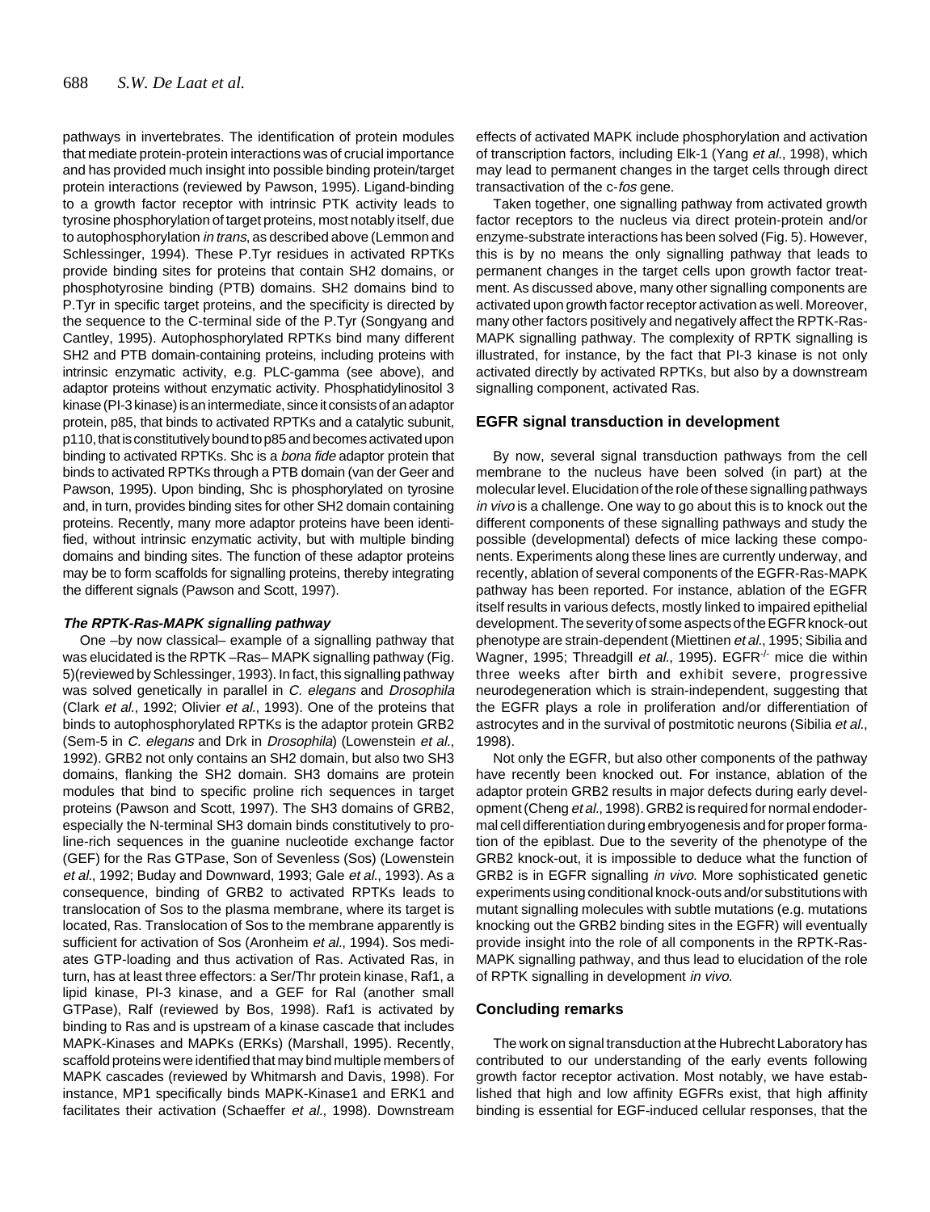pathways in invertebrates. The identification of protein modules that mediate protein-protein interactions was of crucial importance and has provided much insight into possible binding protein/target protein interactions (reviewed by Pawson, 1995). Ligand-binding to a growth factor receptor with intrinsic PTK activity leads to tyrosine phosphorylation of target proteins, most notably itself, due to autophosphorylation *in trans*, as described above (Lemmon and Schlessinger, 1994). These P.Tyr residues in activated RPTKs provide binding sites for proteins that contain SH2 domains, or phosphotyrosine binding (PTB) domains. SH2 domains bind to P.Tyr in specific target proteins, and the specificity is directed by the sequence to the C-terminal side of the P.Tyr (Songyang and Cantley, 1995). Autophosphorylated RPTKs bind many different SH2 and PTB domain-containing proteins, including proteins with intrinsic enzymatic activity, e.g. PLC-gamma (see above), and adaptor proteins without enzymatic activity. Phosphatidylinositol 3 kinase (PI-3 kinase) is an intermediate, since it consists of an adaptor protein, p85, that binds to activated RPTKs and a catalytic subunit, p110, that is constitutively bound to p85 and becomes activated upon binding to activated RPTKs. Shc is a *bona fide* adaptor protein that binds to activated RPTKs through a PTB domain (van der Geer and Pawson, 1995). Upon binding, Shc is phosphorylated on tyrosine and, in turn, provides binding sites for other SH2 domain containing proteins. Recently, many more adaptor proteins have been identified, without intrinsic enzymatic activity, but with multiple binding domains and binding sites. The function of these adaptor proteins may be to form scaffolds for signalling proteins, thereby integrating the different signals (Pawson and Scott, 1997).

#### *The RPTK-Ras-MAPK signalling pathway*

One –by now classical– example of a signalling pathway that was elucidated is the RPTK –Ras– MAPK signalling pathway (Fig. 5)(reviewed by Schlessinger, 1993). In fact, this signalling pathway was solved genetically in parallel in *C. elegans* and *Drosophila* (Clark *et al.*, 1992; Olivier *et al.*, 1993). One of the proteins that binds to autophosphorylated RPTKs is the adaptor protein GRB2 (Sem-5 in *C. elegans* and Drk in *Drosophila*) (Lowenstein *et al.*, 1992). GRB2 not only contains an SH2 domain, but also two SH3 domains, flanking the SH2 domain. SH3 domains are protein modules that bind to specific proline rich sequences in target proteins (Pawson and Scott, 1997). The SH3 domains of GRB2, especially the N-terminal SH3 domain binds constitutively to proline-rich sequences in the guanine nucleotide exchange factor (GEF) for the Ras GTPase, Son of Sevenless (Sos) (Lowenstein *et al.*, 1992; Buday and Downward, 1993; Gale *et al.*, 1993). As a consequence, binding of GRB2 to activated RPTKs leads to translocation of Sos to the plasma membrane, where its target is located, Ras. Translocation of Sos to the membrane apparently is sufficient for activation of Sos (Aronheim *et al.*, 1994). Sos mediates GTP-loading and thus activation of Ras. Activated Ras, in turn, has at least three effectors: a Ser/Thr protein kinase, Raf1, a lipid kinase, PI-3 kinase, and a GEF for Ral (another small GTPase), Ralf (reviewed by Bos, 1998). Raf1 is activated by binding to Ras and is upstream of a kinase cascade that includes MAPK-Kinases and MAPKs (ERKs) (Marshall, 1995). Recently, scaffold proteins were identified that may bind multiple members of MAPK cascades (reviewed by Whitmarsh and Davis, 1998). For instance, MP1 specifically binds MAPK-Kinase1 and ERK1 and facilitates their activation (Schaeffer *et al.*, 1998). Downstream effects of activated MAPK include phosphorylation and activation of transcription factors, including Elk-1 (Yang *et al.*, 1998), which may lead to permanent changes in the target cells through direct transactivation of the c-*fos* gene.

Taken together, one signalling pathway from activated growth factor receptors to the nucleus via direct protein-protein and/or enzyme-substrate interactions has been solved (Fig. 5). However, this is by no means the only signalling pathway that leads to permanent changes in the target cells upon growth factor treatment. As discussed above, many other signalling components are activated upon growth factor receptor activation as well. Moreover, many other factors positively and negatively affect the RPTK-Ras-MAPK signalling pathway. The complexity of RPTK signalling is illustrated, for instance, by the fact that PI-3 kinase is not only activated directly by activated RPTKs, but also by a downstream signalling component, activated Ras.

## EGFR signal transduction in development

By now, several signal transduction pathways from the cell membrane to the nucleus have been solved (in part) at the molecular level. Elucidation of the role of these signalling pathways *in vivo* is a challenge. One way to go about this is to knock out the different components of these signalling pathways and study the possible (developmental) defects of mice lacking these components. Experiments along these lines are currently underway, and recently, ablation of several components of the EGFR-Ras-MAPK pathway has been reported. For instance, ablation of the EGFR itself results in various defects, mostly linked to impaired epithelial development. The severity of some aspects of the EGFR knock-out phenotype are strain-dependent (Miettinen *et al.*, 1995; Sibilia and Wagner, 1995; Threadgill *et al.*, 1995). $EGFR^{-/-}$ mice die within three weeks after birth and exhibit severe, progressive neurodegeneration which is strain-independent, suggesting that the EGFR plays a role in proliferation and/or differentiation of astrocytes and in the survival of postmitotic neurons (Sibilia *et al.*, 1998).

Not only the EGFR, but also other components of the pathway have recently been knocked out. For instance, ablation of the adaptor protein GRB2 results in major defects during early development (Cheng *et al.*, 1998). GRB2 is required for normal endodermal cell differentiation during embryogenesis and for proper formation of the epiblast. Due to the severity of the phenotype of the GRB2 knock-out, it is impossible to deduce what the function of GRB2 is in EGFR signalling *in vivo*. More sophisticated genetic experiments using conditional knock-outs and/or substitutions with mutant signalling molecules with subtle mutations (e.g. mutations knocking out the GRB2 binding sites in the EGFR) will eventually provide insight into the role of all components in the RPTK-Ras-MAPK signalling pathway, and thus lead to elucidation of the role of RPTK signalling in development *in vivo*.

## Concluding remarks

The work on signal transduction at the Hubrecht Laboratory has contributed to our understanding of the early events following growth factor receptor activation. Most notably, we have established that high and low affinity EGFRs exist, that high affinity binding is essential for EGF-induced cellular responses, that the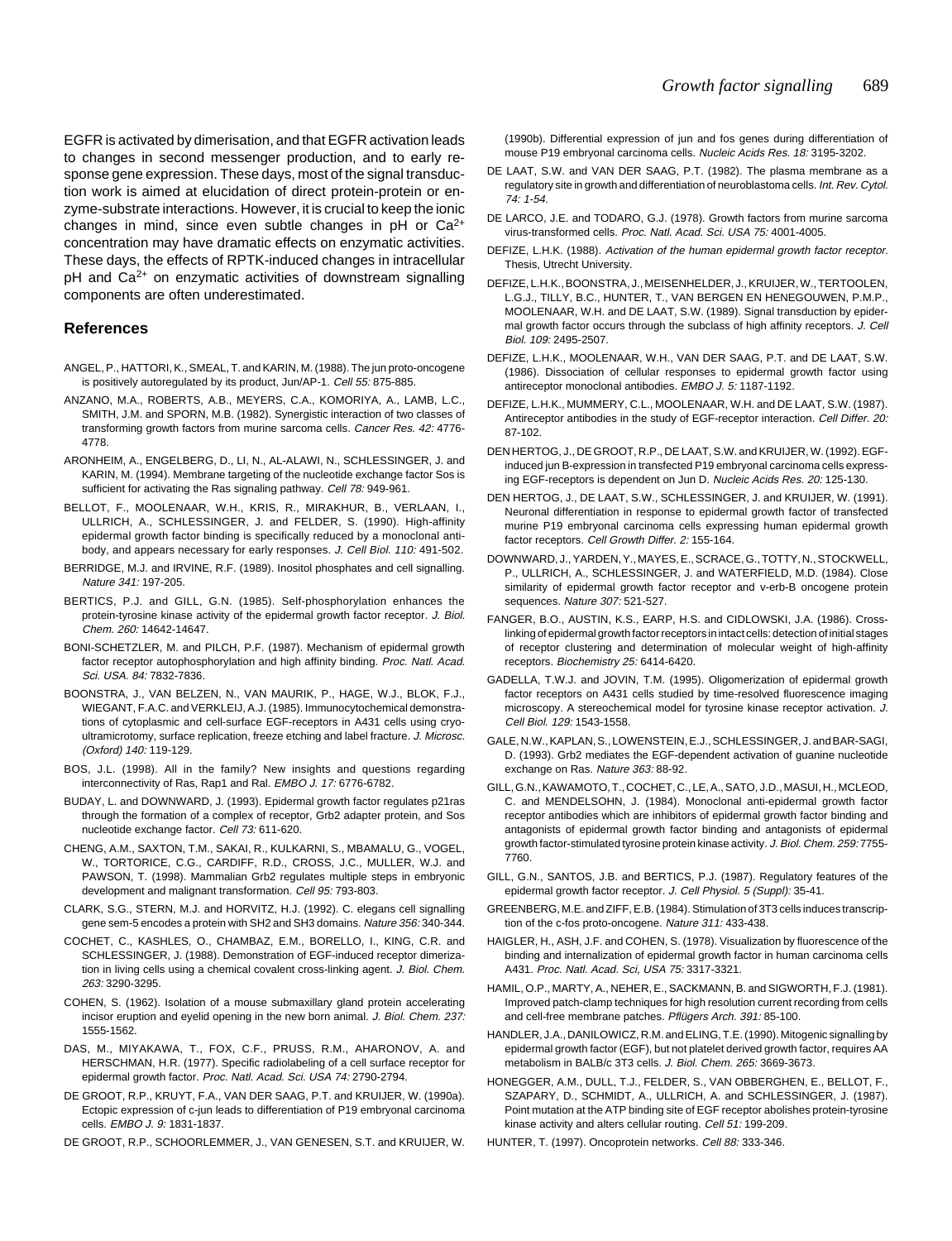EGFR is activated by dimerisation, and that EGFR activation leads to changes in second messenger production, and to early response gene expression. These days, most of the signal transduction work is aimed at elucidation of direct protein-protein or enzyme-substrate interactions. However, it is crucial to keep the ionic changes in mind, since even subtle changes in pH or $Ca^{2+}$ concentration may have dramatic effects on enzymatic activities. These days, the effects of RPTK-induced changes in intracellular pH and $Ca^{2+}$ on enzymatic activities of downstream signalling components are often underestimated.

## References

ANGEL, P., HATTORI, K., SMEAL, T. and KARIN, M. (1988). The jun proto-oncogene is positively autoregulated by its product, Jun/AP-1. *Cell 55:* 875-885.

ANZANO, M.A., ROBERTS, A.B., MEYERS, C.A., KOMORIYA, A., LAMB, L.C., SMITH, J.M. and SPORN, M.B. (1982). Synergistic interaction of two classes of transforming growth factors from murine sarcoma cells. *Cancer Res. 42:* 4776-4778.

ARONHEIM, A., ENGELBERG, D., LI, N., AL-ALAWI, N., SCHLESSINGER, J. and KARIN, M. (1994). Membrane targeting of the nucleotide exchange factor Sos is sufficient for activating the Ras signaling pathway. *Cell 78:* 949-961.

BELLOT, F., MOOLENAAR, W.H., KRIS, R., MIRAKHUR, B., VERLAAN, I., ULLRICH, A., SCHLESSINGER, J. and FELDER, S. (1990). High-affinity epidermal growth factor binding is specifically reduced by a monoclonal antibody, and appears necessary for early responses. *J. Cell Biol. 110:* 491-502.

BERRIDGE, M.J. and IRVINE, R.F. (1989). Inositol phosphates and cell signalling. *Nature 341:* 197-205.

BERTICS, P.J. and GILL, G.N. (1985). Self-phosphorylation enhances the protein-tyrosine kinase activity of the epidermal growth factor receptor. *J. Biol. Chem. 260:* 14642-14647.

BONI-SCHETZLER, M. and PILCH, P.F. (1987). Mechanism of epidermal growth factor receptor autophosphorylation and high affinity binding. *Proc. Natl. Acad. Sci. USA. 84:* 7832-7836.

BOONSTRA, J., VAN BELZEN, N., VAN MAURIK, P., HAGE, W.J., BLOK, F.J., WIEGANT, F.A.C. and VERKLEIJ, A.J. (1985). Immunocytochemical demonstrations of cytoplasmic and cell-surface EGF-receptors in A431 cells using cryo-ultramicrotomy, surface replication, freeze etching and label fracture. *J. Microsc. (Oxford) 140:* 119-129.

BOS, J.L. (1998). All in the family? New insights and questions regarding interconnectivity of Ras, Rap1 and Ral. *EMBO J. 17:* 6776-6782.

BUDAY, L. and DOWNWARD, J. (1993). Epidermal growth factor regulates p21ras through the formation of a complex of receptor, Grb2 adapter protein, and Sos nucleotide exchange factor. *Cell 73:* 611-620.

CHENG, A.M., SAXTON, T.M., SAKAI, R., KULKARNI, S., MBAMALU, G., VOGEL, W., TORTORICE, C.G., CARDIFF, R.D., CROSS, J.C., MULLER, W.J. and PAWSON, T. (1998). Mammalian Grb2 regulates multiple steps in embryonic development and malignant transformation. *Cell 95:* 793-803.

CLARK, S.G., STERN, M.J. and HORVITZ, H.J. (1992). C. elegans cell signalling gene sem-5 encodes a protein with SH2 and SH3 domains. *Nature 356:* 340-344.

COCHET, C., KASHLES, O., CHAMBAZ, E.M., BORELLO, I., KING, C.R. and SCHLESSINGER, J. (1988). Demonstration of EGF-induced receptor dimerization in living cells using a chemical covalent cross-linking agent. *J. Biol. Chem. 263:* 3290-3295.

COHEN, S. (1962). Isolation of a mouse submaxillary gland protein accelerating incisor eruption and eyelid opening in the new born animal. *J. Biol. Chem. 237:* 1555-1562.

DAS, M., MIYAKAWA, T., FOX, C.F., PRUSS, R.M., AHARONOV, A. and HERSCHMAN, H.R. (1977). Specific radiolabeling of a cell surface receptor for epidermal growth factor. *Proc. Natl. Acad. Sci. USA 74:* 2790-2794.

DE GROOT, R.P., KRUYT, F.A., VAN DER SAAG, P.T. and KRUIJER, W. (1990a). Ectopic expression of c-jun leads to differentiation of P19 embryonal carcinoma cells. *EMBO J. 9:* 1831-1837.

DE GROOT, R.P., SCHOORLEMMER, J., VAN GENESEN, S.T. and KRUIJER, W. (1990b). Differential expression of jun and fos genes during differentiation of mouse P19 embryonal carcinoma cells. *Nucleic Acids Res. 18:* 3195-3202.

DE LAAT, S.W. and VAN DER SAAG, P.T. (1982). The plasma membrane as a regulatory site in growth and differentiation of neuroblastoma cells. *Int. Rev. Cytol. 74: 1-54.*

DE LARCO, J.E. and TODARO, G.J. (1978). Growth factors from murine sarcoma virus-transformed cells. *Proc. Natl. Acad. Sci. USA 75:* 4001-4005.

DEFIZE, L.H.K. (1988). *Activation of the human epidermal growth factor receptor.* Thesis, Utrecht University.

DEFIZE, L.H.K., BOONSTRA, J., MEISENHELDER, J., KRUIJER, W., TERTOOLEN, L.G.J., TILLY, B.C., HUNTER, T., VAN BERGEN EN HENEGOUWEN, P.M.P., MOOLENAAR, W.H. and DE LAAT, S.W. (1989). Signal transduction by epidermal growth factor occurs through the subclass of high affinity receptors. *J. Cell Biol. 109:* 2495-2507.

DEFIZE, L.H.K., MOOLENAAR, W.H., VAN DER SAAG, P.T. and DE LAAT, S.W. (1986). Dissociation of cellular responses to epidermal growth factor using antireceptor monoclonal antibodies. *EMBO J. 5:* 1187-1192.

DEFIZE, L.H.K., MUMMERY, C.L., MOOLENAAR, W.H. and DE LAAT, S.W. (1987). Antireceptor antibodies in the study of EGF-receptor interaction. *Cell Differ. 20:* 87-102.

DEN HERTOG, J., DE GROOT, R.P., DE LAAT, S.W. and KRUIJER, W. (1992). EGF-induced jun B-expression in transfected P19 embryonal carcinoma cells expressing EGF-receptors is dependent on Jun D. *Nucleic Acids Res. 20:* 125-130.

DEN HERTOG, J., DE LAAT, S.W., SCHLESSINGER, J. and KRUIJER, W. (1991). Neuronal differentiation in response to epidermal growth factor of transfected murine P19 embryonal carcinoma cells expressing human epidermal growth factor receptors. *Cell Growth Differ. 2:* 155-164.

DOWNWARD, J., YARDEN, Y., MAYES, E., SCRACE, G., TOTTY, N., STOCKWELL, P., ULLRICH, A., SCHLESSINGER, J. and WATERFIELD, M.D. (1984). Close similarity of epidermal growth factor receptor and v-erb-B oncogene protein sequences. *Nature 307:* 521-527.

FANGER, B.O., AUSTIN, K.S., EARP, H.S. and CIDLOWSKI, J.A. (1986). Cross-linking of epidermal growth factor receptors in intact cells: detection of initial stages of receptor clustering and determination of molecular weight of high-affinity receptors. *Biochemistry 25:* 6414-6420.

GADELLA, T.W.J. and JOVIN, T.M. (1995). Oligomerization of epidermal growth factor receptors on A431 cells studied by time-resolved fluorescence imaging microscopy. A stereochemical model for tyrosine kinase receptor activation. *J. Cell Biol. 129:* 1543-1558.

GALE, N.W., KAPLAN, S., LOWENSTEIN, E.J., SCHLESSINGER, J. and BAR-SAGI, D. (1993). Grb2 mediates the EGF-dependent activation of guanine nucleotide exchange on Ras. *Nature 363:* 88-92.

GILL, G.N., KAWAMOTO, T., COCHET, C., LE, A., SATO, J.D., MASUI, H., MCLEOD, C. and MENDELSOHN, J. (1984). Monoclonal anti-epidermal growth factor receptor antibodies which are inhibitors of epidermal growth factor binding and antagonists of epidermal growth factor binding and antagonists of epidermal growth factor-stimulated tyrosine protein kinase activity. *J. Biol. Chem. 259:* 7755-7760.

GILL, G.N., SANTOS, J.B. and BERTICS, P.J. (1987). Regulatory features of the epidermal growth factor receptor. *J. Cell Physiol. 5 (Suppl):* 35-41.

GREENBERG, M.E. and ZIFF, E.B. (1984). Stimulation of 3T3 cells induces transcription of the c-fos proto-oncogene. *Nature 311:* 433-438.

HAIGLER, H., ASH, J.F. and COHEN, S. (1978). Visualization by fluorescence of the binding and internalization of epidermal growth factor in human carcinoma cells A431. *Proc. Natl. Acad. Sci, USA 75:* 3317-3321.

HAMIL, O.P., MARTY, A., NEHER, E., SACKMANN, B. and SIGWORTH, F.J. (1981). Improved patch-clamp techniques for high resolution current recording from cells and cell-free membrane patches. *Pflügers Arch. 391:* 85-100.

HANDLER, J.A., DANILOWICZ, R.M. and ELING, T.E. (1990). Mitogenic signalling by epidermal growth factor (EGF), but not platelet derived growth factor, requires AA metabolism in BALB/c 3T3 cells. *J. Biol. Chem. 265:* 3669-3673.

HONEGGER, A.M., DULL, T.J., FELDER, S., VAN OBBERGHEN, E., BELLOT, F., SZAPARY, D., SCHMIDT, A., ULLRICH, A. and SCHLESSINGER, J. (1987). Point mutation at the ATP binding site of EGF receptor abolishes protein-tyrosine kinase activity and alters cellular routing. *Cell 51:* 199-209.

HUNTER, T. (1997). Oncoprotein networks. *Cell 88:* 333-346.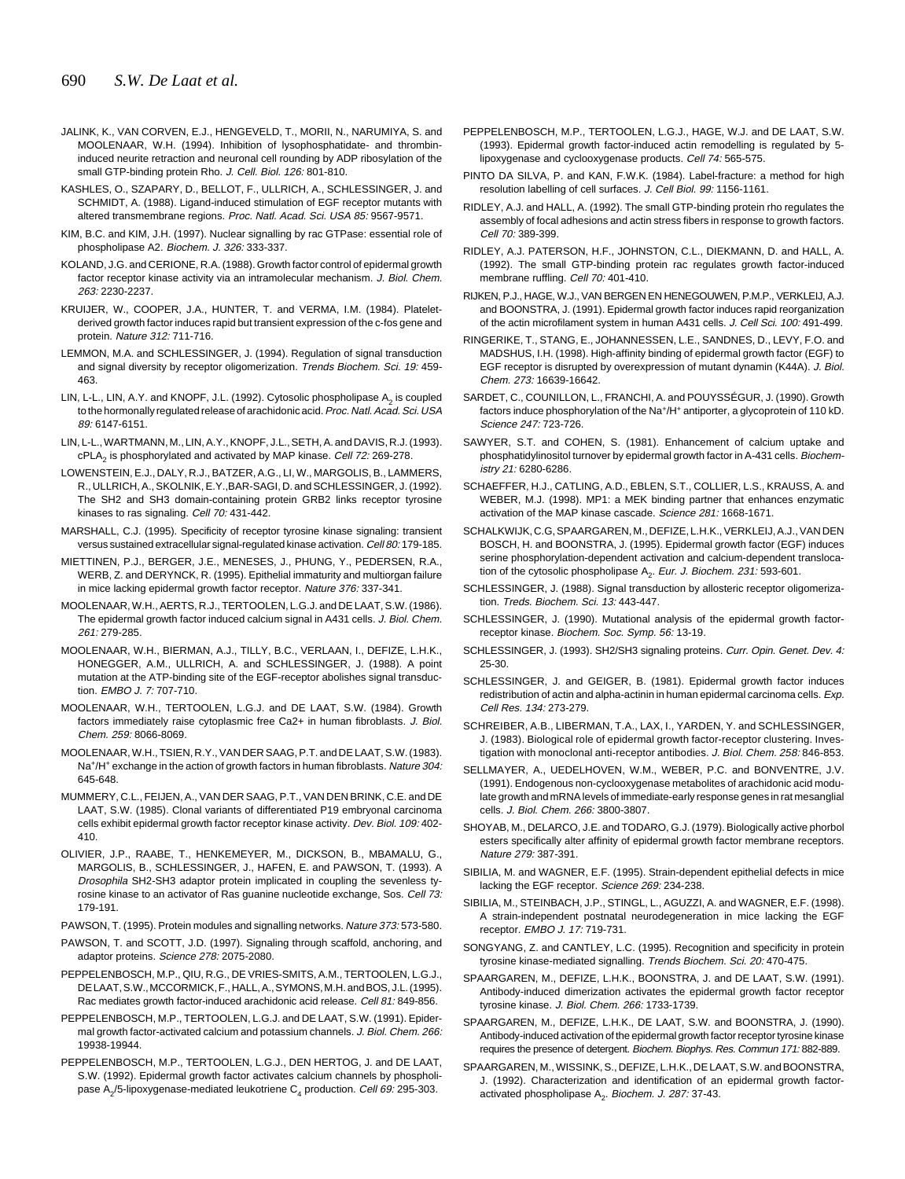JALINK, K., VAN CORVEN, E.J., HENGEVELD, T., MORII, N., NARUMIYA, S. and MOOLENAAR, W.H. (1994). Inhibition of lysophosphatidate- and thrombin-induced neurite retraction and neuronal cell rounding by ADP ribosylation of the small GTP-binding protein Rho. *J. Cell. Biol. 126:* 801-810.

KASHLES, O., SZAPARY, D., BELLOT, F., ULLRICH, A., SCHLESSINGER, J. and SCHMIDT, A. (1988). Ligand-induced stimulation of EGF receptor mutants with altered transmembrane regions. *Proc. Natl. Acad. Sci. USA 85:* 9567-9571.

KIM, B.C. and KIM, J.H. (1997). Nuclear signalling by rac GTPase: essential role of phospholipase A2. *Biochem. J. 326:* 333-337.

KOLAND, J.G. and CERIONE, R.A. (1988). Growth factor control of epidermal growth factor receptor kinase activity via an intramolecular mechanism. *J. Biol. Chem. 263:* 2230-2237.

KRUIJER, W., COOPER, J.A., HUNTER, T. and VERMA, I.M. (1984). Platelet-derived growth factor induces rapid but transient expression of the c-fos gene and protein. *Nature 312:* 711-716.

LEMMON, M.A. and SCHLESSINGER, J. (1994). Regulation of signal transduction and signal diversity by receptor oligomerization. *Trends Biochem. Sci. 19:* 459-463.

LIN, L-L., LIN, A.Y. and KNOPF, J.L. (1992). Cytosolic phospholipase $A_2$ is coupled to the hormonally regulated release of arachidonic acid. *Proc. Natl. Acad. Sci. USA 89:* 6147-6151.

LIN, L-L., WARTMANN, M., LIN, A.Y., KNOPF, J.L., SETH, A. and DAVIS, R.J. (1993). $cPLA_2$ is phosphorylated and activated by MAP kinase. *Cell 72:* 269-278.

LOWENSTEIN, E.J., DALY, R.J., BATZER, A.G., LI, W., MARGOLIS, B., LAMMERS, R., ULLRICH, A., SKOLNIK, E.Y.,BAR-SAGI, D. and SCHLESSINGER, J. (1992). The SH2 and SH3 domain-containing protein GRB2 links receptor tyrosine kinases to ras signaling. *Cell 70:* 431-442.

MARSHALL, C.J. (1995). Specificity of receptor tyrosine kinase signaling: transient versus sustained extracellular signal-regulated kinase activation. *Cell 80:* 179-185.

MIETTINEN, P.J., BERGER, J.E., MENESES, J., PHUNG, Y., PEDERSEN, R.A., WERB, Z. and DERYNCK, R. (1995). Epithelial immaturity and multiorgan failure in mice lacking epidermal growth factor receptor. *Nature 376:* 337-341.

MOOLENAAR, W.H., AERTS, R.J., TERTOOLEN, L.G.J. and DE LAAT, S.W. (1986). The epidermal growth factor induced calcium signal in A431 cells. *J. Biol. Chem. 261:* 279-285.

MOOLENAAR, W.H., BIERMAN, A.J., TILLY, B.C., VERLAAN, I., DEFIZE, L.H.K., HONEGGER, A.M., ULLRICH, A. and SCHLESSINGER, J. (1988). A point mutation at the ATP-binding site of the EGF-receptor abolishes signal transduction. *EMBO J. 7:* 707-710.

MOOLENAAR, W.H., TERTOOLEN, L.G.J. and DE LAAT, S.W. (1984). Growth factors immediately raise cytoplasmic free Ca2+ in human fibroblasts. *J. Biol. Chem. 259:* 8066-8069.

MOOLENAAR, W.H., TSIEN, R.Y., VAN DER SAAG, P.T. and DE LAAT, S.W. (1983). $Na^+/H^+$ exchange in the action of growth factors in human fibroblasts. *Nature 304:* 645-648.

MUMMERY, C.L., FEIJEN, A., VAN DER SAAG, P.T., VAN DEN BRINK, C.E. and DE LAAT, S.W. (1985). Clonal variants of differentiated P19 embryonal carcinoma cells exhibit epidermal growth factor receptor kinase activity. *Dev. Biol. 109:* 402-410.

OLIVIER, J.P., RAABE, T., HENKEMEYER, M., DICKSON, B., MBAMALU, G., MARGOLIS, B., SCHLESSINGER, J., HAFEN, E. and PAWSON, T. (1993). A *Drosophila* SH2-SH3 adaptor protein implicated in coupling the sevenless tyrosine kinase to an activator of Ras guanine nucleotide exchange, Sos. *Cell 73:* 179-191.

PAWSON, T. (1995). Protein modules and signalling networks. *Nature 373:* 573-580.

PAWSON, T. and SCOTT, J.D. (1997). Signaling through scaffold, anchoring, and adaptor proteins. *Science 278:* 2075-2080.

PEPPELENBOSCH, M.P., QIU, R.G., DE VRIES-SMITS, A.M., TERTOOLEN, L.G.J., DE LAAT, S.W., MCCORMICK, F., HALL, A., SYMONS, M.H. and BOS, J.L. (1995). Rac mediates growth factor-induced arachidonic acid release. *Cell 81:* 849-856.

PEPPELENBOSCH, M.P., TERTOOLEN, L.G.J. and DE LAAT, S.W. (1991). Epidermal growth factor-activated calcium and potassium channels. *J. Biol. Chem. 266:* 19938-19944.

PEPPELENBOSCH, M.P., TERTOOLEN, L.G.J., DEN HERTOG, J. and DE LAAT, S.W. (1992). Epidermal growth factor activates calcium channels by phospholipase $A_2$/5-lipoxygenase-mediated leukotriene $C_4$ production. *Cell 69:* 295-303.

PEPPELENBOSCH, M.P., TERTOOLEN, L.G.J., HAGE, W.J. and DE LAAT, S.W. (1993). Epidermal growth factor-induced actin remodelling is regulated by 5-lipoxygenase and cyclooxygenase products. *Cell 74:* 565-575.

PINTO DA SILVA, P. and KAN, F.W.K. (1984). Label-fracture: a method for high resolution labelling of cell surfaces. *J. Cell Biol. 99:* 1156-1161.

RIDLEY, A.J. and HALL, A. (1992). The small GTP-binding protein rho regulates the assembly of focal adhesions and actin stress fibers in response to growth factors. *Cell 70:* 389-399.

RIDLEY, A.J. PATERSON, H.F., JOHNSTON, C.L., DIEKMANN, D. and HALL, A. (1992). The small GTP-binding protein rac regulates growth factor-induced membrane ruffling. *Cell 70:* 401-410.

RIJKEN, P.J., HAGE, W.J., VAN BERGEN EN HENEGOUWEN, P.M.P., VERKLEIJ, A.J. and BOONSTRA, J. (1991). Epidermal growth factor induces rapid reorganization of the actin microfilament system in human A431 cells. *J. Cell Sci. 100:* 491-499.

RINGERIKE, T., STANG, E., JOHANNESSEN, L.E., SANDNES, D., LEVY, F.O. and MADSHUS, I.H. (1998). High-affinity binding of epidermal growth factor (EGF) to EGF receptor is disrupted by overexpression of mutant dynamin (K44A). *J. Biol. Chem. 273:* 16639-16642.

SARDET, C., COUNILLON, L., FRANCHI, A. and POUYSSÉGUR, J. (1990). Growth factors induce phosphorylation of the $Na^+/H^+$ antiporter, a glycoprotein of 110 kD. *Science 247:* 723-726.

SAWYER, S.T. and COHEN, S. (1981). Enhancement of calcium uptake and phosphatidylinositol turnover by epidermal growth factor in A-431 cells. *Biochemistry 21:* 6280-6286.

SCHAEFFER, H.J., CATLING, A.D., EBLEN, S.T., COLLIER, L.S., KRAUSS, A. and WEBER, M.J. (1998). MP1: a MEK binding partner that enhances enzymatic activation of the MAP kinase cascade. *Science 281:* 1668-1671.

SCHALKWIJK, C.G, SPAARGAREN, M., DEFIZE, L.H.K., VERKLEIJ, A.J., VAN DEN BOSCH, H. and BOONSTRA, J. (1995). Epidermal growth factor (EGF) induces serine phosphorylation-dependent activation and calcium-dependent translocation of the cytosolic phospholipase $A_2$. *Eur. J. Biochem. 231:* 593-601.

SCHLESSINGER, J. (1988). Signal transduction by allosteric receptor oligomerization. *Treds. Biochem. Sci. 13:* 443-447.

SCHLESSINGER, J. (1990). Mutational analysis of the epidermal growth factor-receptor kinase. *Biochem. Soc. Symp. 56:* 13-19.

SCHLESSINGER, J. (1993). SH2/SH3 signaling proteins. *Curr. Opin. Genet. Dev. 4:* 25-30.

SCHLESSINGER, J. and GEIGER, B. (1981). Epidermal growth factor induces redistribution of actin and alpha-actinin in human epidermal carcinoma cells. *Exp. Cell Res. 134:* 273-279.

SCHREIBER, A.B., LIBERMAN, T.A., LAX, I., YARDEN, Y. and SCHLESSINGER, J. (1983). Biological role of epidermal growth factor-receptor clustering. Investigation with monoclonal anti-receptor antibodies. *J. Biol. Chem. 258:* 846-853.

SELLMAYER, A., UEDELHOVEN, W.M., WEBER, P.C. and BONVENTRE, J.V. (1991). Endogenous non-cyclooxygenase metabolites of arachidonic acid modulate growth and mRNA levels of immediate-early response genes in rat mesanglial cells. *J. Biol. Chem. 266:* 3800-3807.

SHOYAB, M., DELARCO, J.E. and TODARO, G.J. (1979). Biologically active phorbol esters specifically alter affinity of epidermal growth factor membrane receptors. *Nature 279:* 387-391.

SIBILIA, M. and WAGNER, E.F. (1995). Strain-dependent epithelial defects in mice lacking the EGF receptor. *Science 269:* 234-238.

SIBILIA, M., STEINBACH, J.P., STINGL, L., AGUZZI, A. and WAGNER, E.F. (1998). A strain-independent postnatal neurodegeneration in mice lacking the EGF receptor. *EMBO J. 17:* 719-731.

SONGYANG, Z. and CANTLEY, L.C. (1995). Recognition and specificity in protein tyrosine kinase-mediated signalling. *Trends Biochem. Sci. 20:* 470-475.

SPAARGAREN, M., DEFIZE, L.H.K., BOONSTRA, J. and DE LAAT, S.W. (1991). Antibody-induced dimerization activates the epidermal growth factor receptor tyrosine kinase. *J. Biol. Chem. 266:* 1733-1739.

SPAARGAREN, M., DEFIZE, L.H.K., DE LAAT, S.W. and BOONSTRA, J. (1990). Antibody-induced activation of the epidermal growth factor receptor tyrosine kinase requires the presence of detergent. *Biochem. Biophys. Res. Commun 171:* 882-889.

SPAARGAREN, M., WISSINK, S., DEFIZE, L.H.K., DE LAAT, S.W. and BOONSTRA, J. (1992). Characterization and identification of an epidermal growth factor-activated phospholipase $A_2$. *Biochem. J. 287:* 37-43.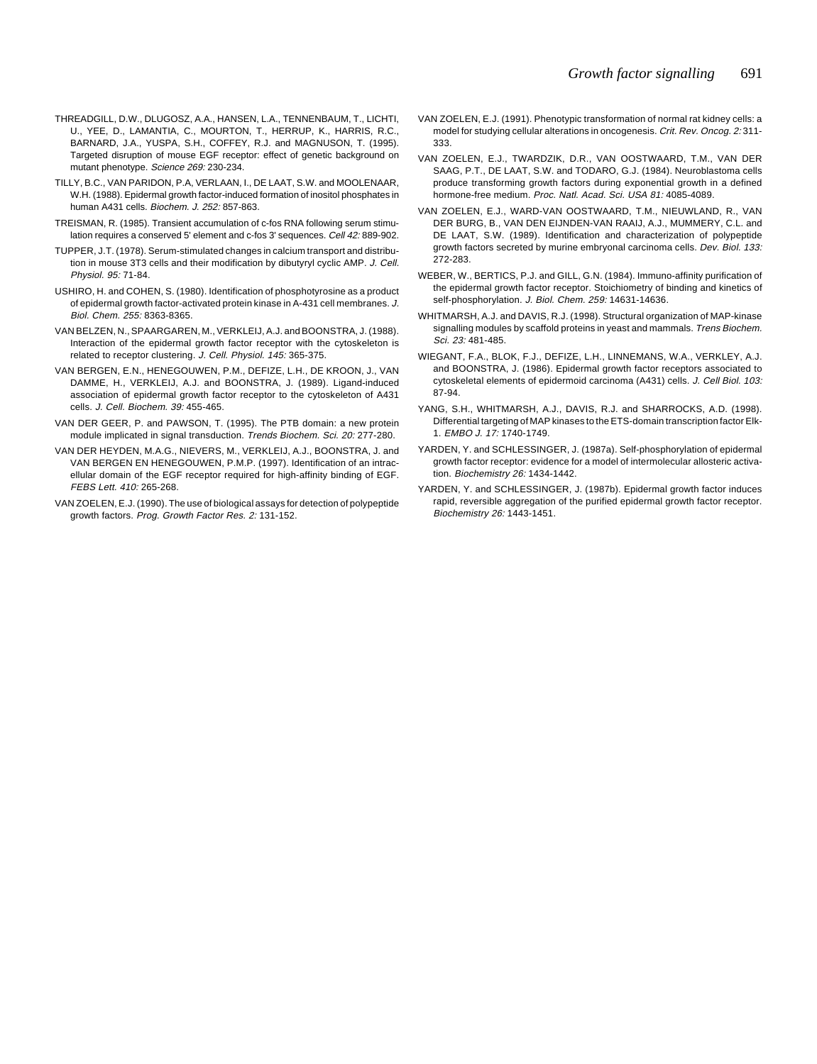THREADGILL, D.W., DLUGOSZ, A.A., HANSEN, L.A., TENNENBAUM, T., LICHTI, U., YEE, D., LAMANTIA, C., MOURTON, T., HERRUP, K., HARRIS, R.C., BARNARD, J.A., YUSPA, S.H., COFFEY, R.J. and MAGNUSON, T. (1995). Targeted disruption of mouse EGF receptor: effect of genetic background on mutant phenotype. *Science 269:* 230-234.

TILLY, B.C., VAN PARIDON, P.A, VERLAAN, I., DE LAAT, S.W. and MOOLENAAR, W.H. (1988). Epidermal growth factor-induced formation of inositol phosphates in human A431 cells. *Biochem. J. 252:* 857-863.

TREISMAN, R. (1985). Transient accumulation of c-fos RNA following serum stimulation requires a conserved 5' element and c-fos 3' sequences. *Cell 42:* 889-902.

TUPPER, J.T. (1978). Serum-stimulated changes in calcium transport and distribution in mouse 3T3 cells and their modification by dibutyryl cyclic AMP. *J. Cell. Physiol. 95:* 71-84.

USHIRO, H. and COHEN, S. (1980). Identification of phosphotyrosine as a product of epidermal growth factor-activated protein kinase in A-431 cell membranes. *J. Biol. Chem. 255:* 8363-8365.

VAN BELZEN, N., SPAARGAREN, M., VERKLEIJ, A.J. and BOONSTRA, J. (1988). Interaction of the epidermal growth factor receptor with the cytoskeleton is related to receptor clustering. *J. Cell. Physiol. 145:* 365-375.

VAN BERGEN, E.N., HENEGOUWEN, P.M., DEFIZE, L.H., DE KROON, J., VAN DAMME, H., VERKLEIJ, A.J. and BOONSTRA, J. (1989). Ligand-induced association of epidermal growth factor receptor to the cytoskeleton of A431 cells. *J. Cell. Biochem. 39:* 455-465.

VAN DER GEER, P. and PAWSON, T. (1995). The PTB domain: a new protein module implicated in signal transduction. *Trends Biochem. Sci. 20:* 277-280.

VAN DER HEYDEN, M.A.G., NIEVERS, M., VERKLEIJ, A.J., BOONSTRA, J. and VAN BERGEN EN HENEGOUWEN, P.M.P. (1997). Identification of an intracellular domain of the EGF receptor required for high-affinity binding of EGF. *FEBS Lett. 410:* 265-268.

VAN ZOELEN, E.J. (1990). The use of biological assays for detection of polypeptide growth factors. *Prog. Growth Factor Res. 2:* 131-152.

VAN ZOELEN, E.J. (1991). Phenotypic transformation of normal rat kidney cells: a model for studying cellular alterations in oncogenesis. *Crit. Rev. Oncog. 2:* 311-333.

VAN ZOELEN, E.J., TWARDZIK, D.R., VAN OOSTWAARD, T.M., VAN DER SAAG, P.T., DE LAAT, S.W. and TODARO, G.J. (1984). Neuroblastoma cells produce transforming growth factors during exponential growth in a defined hormone-free medium. *Proc. Natl. Acad. Sci. USA 81:* 4085-4089.

VAN ZOELEN, E.J., WARD-VAN OOSTWAARD, T.M., NIEUWLAND, R., VAN DER BURG, B., VAN DEN EIJNDEN-VAN RAAIJ, A.J., MUMMERY, C.L. and DE LAAT, S.W. (1989). Identification and characterization of polypeptide growth factors secreted by murine embryonal carcinoma cells. *Dev. Biol. 133:* 272-283.

WEBER, W., BERTICS, P.J. and GILL, G.N. (1984). Immuno-affinity purification of the epidermal growth factor receptor. Stoichiometry of binding and kinetics of self-phosphorylation. *J. Biol. Chem. 259:* 14631-14636.

WHITMARSH, A.J. and DAVIS, R.J. (1998). Structural organization of MAP-kinase signalling modules by scaffold proteins in yeast and mammals. *Trens Biochem. Sci. 23:* 481-485.

WIEGANT, F.A., BLOK, F.J., DEFIZE, L.H., LINNEMANS, W.A., VERKLEY, A.J. and BOONSTRA, J. (1986). Epidermal growth factor receptors associated to cytoskeletal elements of epidermoid carcinoma (A431) cells. *J. Cell Biol. 103:* 87-94.

YANG, S.H., WHITMARSH, A.J., DAVIS, R.J. and SHARROCKS, A.D. (1998). Differential targeting of MAP kinases to the ETS-domain transcription factor Elk-1. *EMBO J. 17:* 1740-1749.

YARDEN, Y. and SCHLESSINGER, J. (1987a). Self-phosphorylation of epidermal growth factor receptor: evidence for a model of intermolecular allosteric activation. *Biochemistry 26:* 1434-1442.

YARDEN, Y. and SCHLESSINGER, J. (1987b). Epidermal growth factor induces rapid, reversible aggregation of the purified epidermal growth factor receptor. *Biochemistry 26:* 1443-1451.